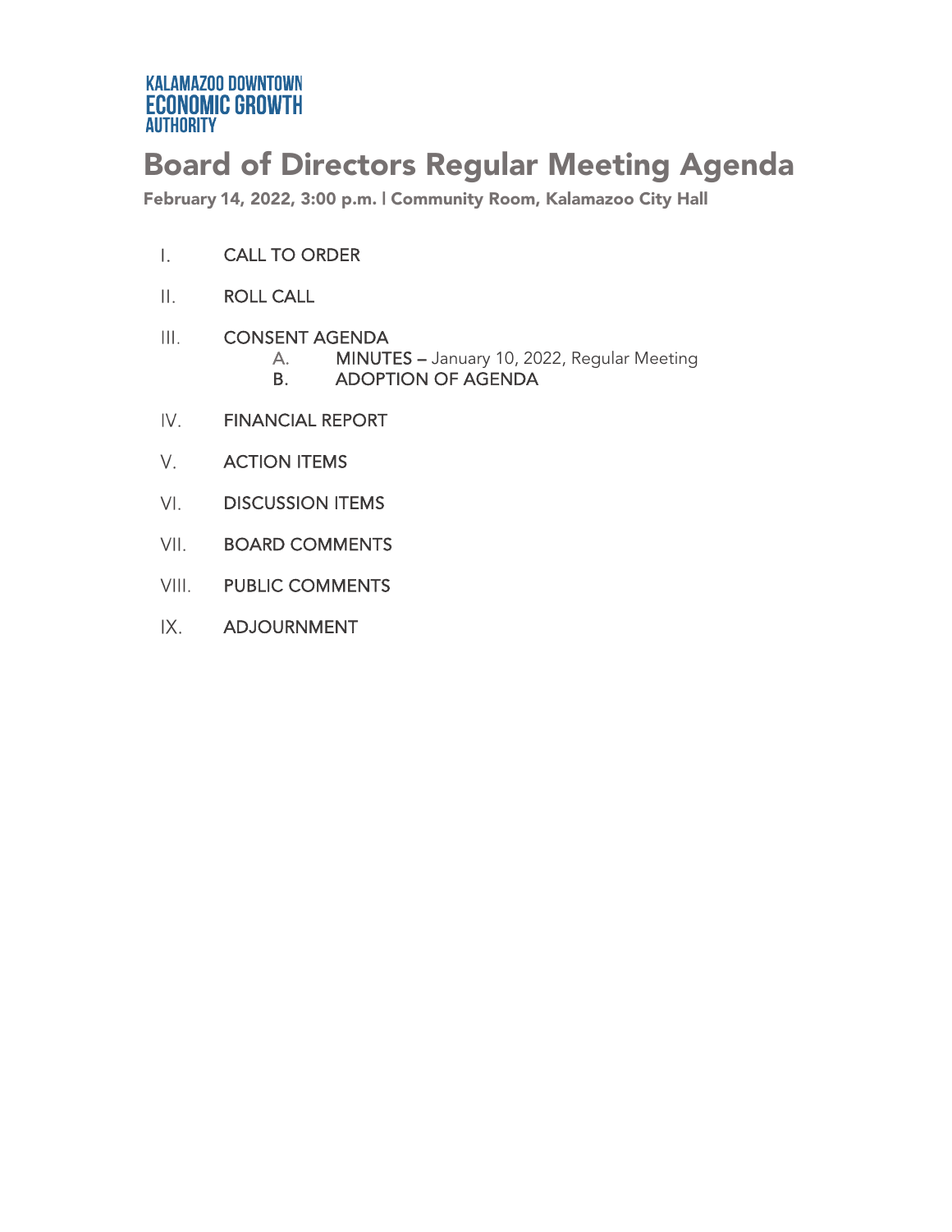**KALAMAZOO DOWNTOWN ECONOMIC GROWTH AUTHORITY**

# Board of Directors Regular Meeting Agenda

**February 14, 2022, 3:00 p.m. | Community Room, Kalamazoo City Hall**

I. CALL TO ORDER

II. ROLL CALL

III. CONSENT AGENDA
   - A. MINUTES – January 10, 2022, Regular Meeting
   - B. ADOPTION OF AGENDA

IV. FINANCIAL REPORT

V. ACTION ITEMS

VI. DISCUSSION ITEMS

VII. BOARD COMMENTS

VIII. PUBLIC COMMENTS

IX. ADJOURNMENT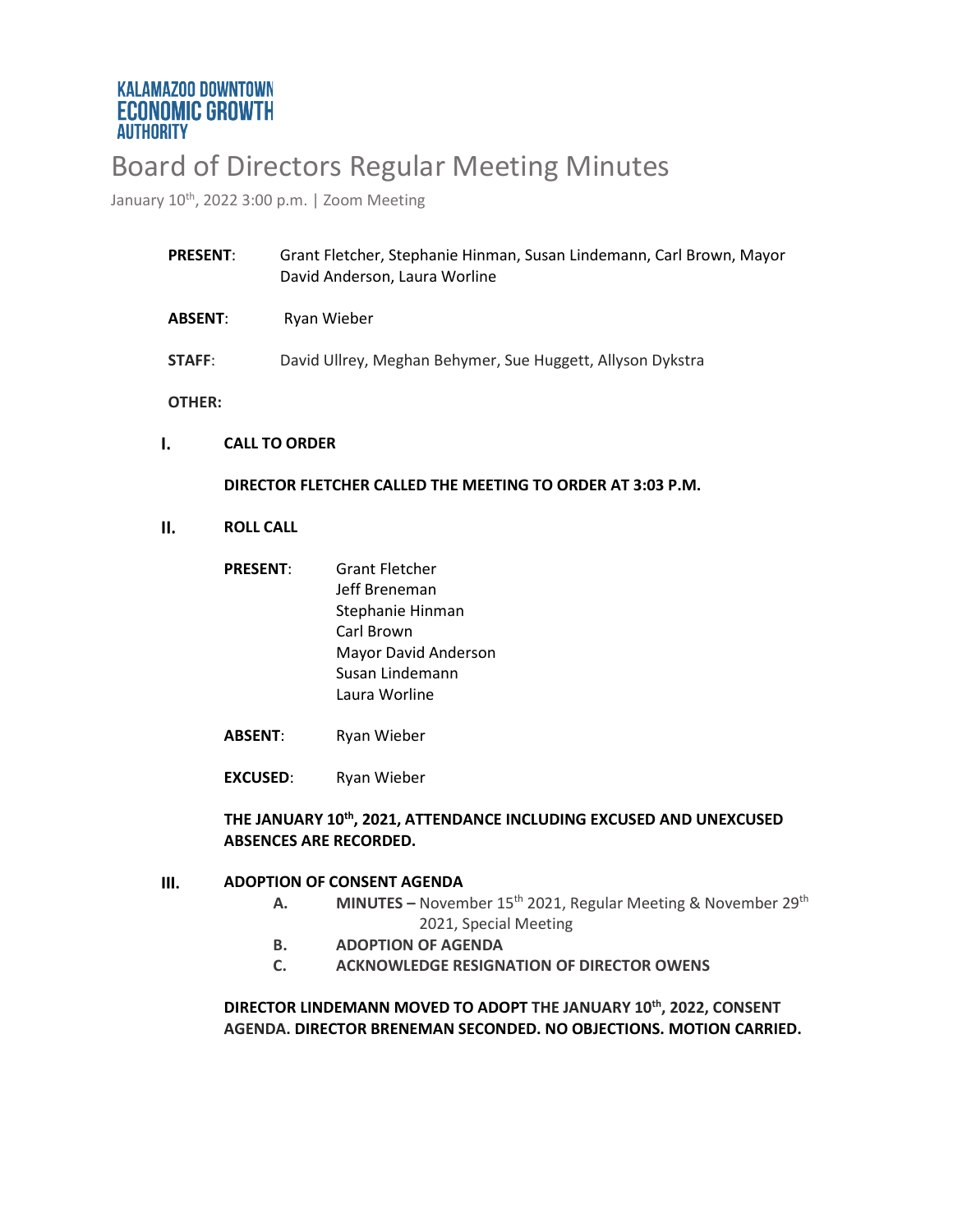KALAMAZOO DOWNTOWN
ECONOMIC GROWTH
AUTHORITY

# Board of Directors Regular Meeting Minutes

January 10th, 2022 3:00 p.m. | Zoom Meeting

**PRESENT**: Grant Fletcher, Stephanie Hinman, Susan Lindemann, Carl Brown, Mayor David Anderson, Laura Worline

**ABSENT**: Ryan Wieber

**STAFF**: David Ullrey, Meghan Behymer, Sue Huggett, Allyson Dykstra

**OTHER:**

## I. CALL TO ORDER

**DIRECTOR FLETCHER CALLED THE MEETING TO ORDER AT 3:03 P.M.**

## II. ROLL CALL

**PRESENT**:
Grant Fletcher
Jeff Breneman
Stephanie Hinman
Carl Brown
Mayor David Anderson
Susan Lindemann
Laura Worline

**ABSENT**: Ryan Wieber

**EXCUSED**: Ryan Wieber

**THE JANUARY 10th, 2021, ATTENDANCE INCLUDING EXCUSED AND UNEXCUSED ABSENCES ARE RECORDED.**

## III. ADOPTION OF CONSENT AGENDA

- **A. MINUTES –** November 15th 2021, Regular Meeting & November 29th 2021, Special Meeting
- **B. ADOPTION OF AGENDA**
- **C. ACKNOWLEDGE RESIGNATION OF DIRECTOR OWENS**

**DIRECTOR LINDEMANN MOVED TO ADOPT THE JANUARY 10th, 2022, CONSENT AGENDA. DIRECTOR BRENEMAN SECONDED. NO OBJECTIONS. MOTION CARRIED.**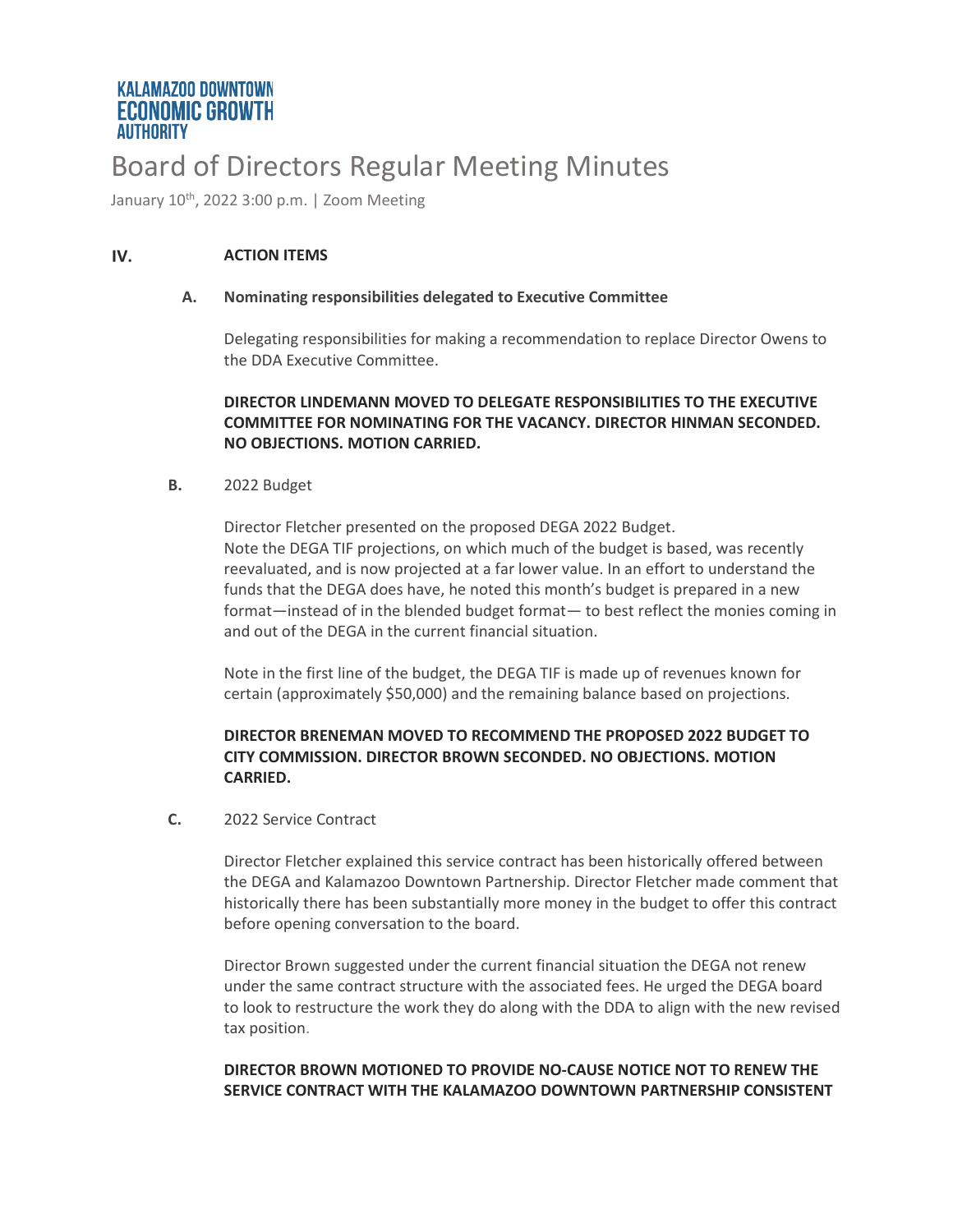**KALAMAZOO DOWNTOWN ECONOMIC GROWTH AUTHORITY**

# Board of Directors Regular Meeting Minutes

January 10th, 2022 3:00 p.m. | Zoom Meeting

## IV. ACTION ITEMS

### A. Nominating responsibilities delegated to Executive Committee

Delegating responsibilities for making a recommendation to replace Director Owens to the DDA Executive Committee.

**DIRECTOR LINDEMANN MOVED TO DELEGATE RESPONSIBILITIES TO THE EXECUTIVE COMMITTEE FOR NOMINATING FOR THE VACANCY. DIRECTOR HINMAN SECONDED. NO OBJECTIONS. MOTION CARRIED.**

### B. 2022 Budget

Director Fletcher presented on the proposed DEGA 2022 Budget.
Note the DEGA TIF projections, on which much of the budget is based, was recently reevaluated, and is now projected at a far lower value. In an effort to understand the funds that the DEGA does have, he noted this month's budget is prepared in a new format—instead of in the blended budget format— to best reflect the monies coming in and out of the DEGA in the current financial situation.

Note in the first line of the budget, the DEGA TIF is made up of revenues known for certain (approximately $50,000) and the remaining balance based on projections.

**DIRECTOR BRENEMAN MOVED TO RECOMMEND THE PROPOSED 2022 BUDGET TO CITY COMMISSION. DIRECTOR BROWN SECONDED. NO OBJECTIONS. MOTION CARRIED.**

### C. 2022 Service Contract

Director Fletcher explained this service contract has been historically offered between the DEGA and Kalamazoo Downtown Partnership. Director Fletcher made comment that historically there has been substantially more money in the budget to offer this contract before opening conversation to the board.

Director Brown suggested under the current financial situation the DEGA not renew under the same contract structure with the associated fees. He urged the DEGA board to look to restructure the work they do along with the DDA to align with the new revised tax position.

**DIRECTOR BROWN MOTIONED TO PROVIDE NO-CAUSE NOTICE NOT TO RENEW THE SERVICE CONTRACT WITH THE KALAMAZOO DOWNTOWN PARTNERSHIP CONSISTENT**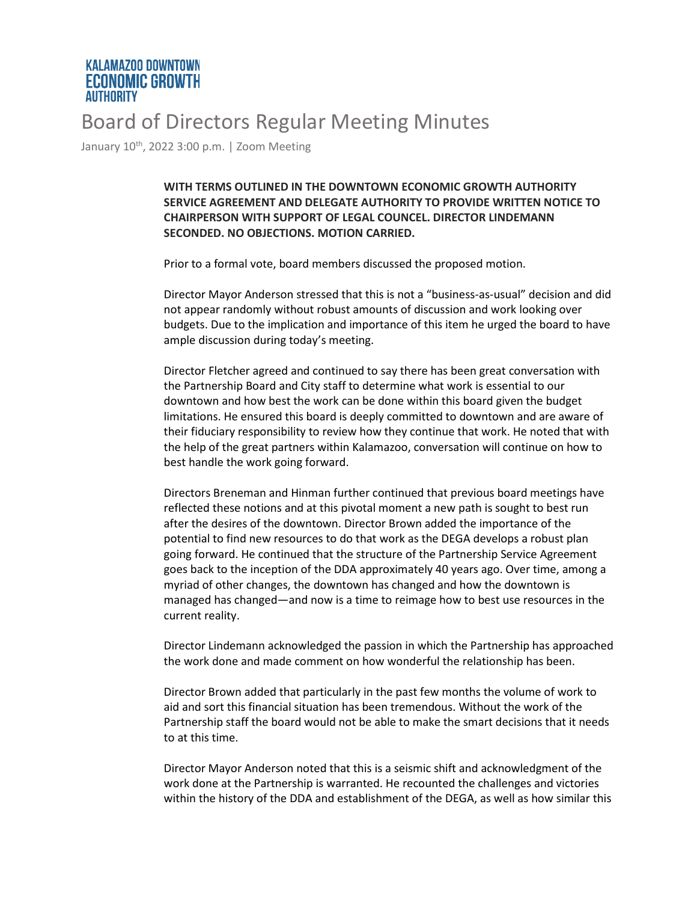# Board of Directors Regular Meeting Minutes

January 10th, 2022 3:00 p.m. | Zoom Meeting

**WITH TERMS OUTLINED IN THE DOWNTOWN ECONOMIC GROWTH AUTHORITY SERVICE AGREEMENT AND DELEGATE AUTHORITY TO PROVIDE WRITTEN NOTICE TO CHAIRPERSON WITH SUPPORT OF LEGAL COUNCEL. DIRECTOR LINDEMANN SECONDED. NO OBJECTIONS. MOTION CARRIED.**

Prior to a formal vote, board members discussed the proposed motion.

Director Mayor Anderson stressed that this is not a "business-as-usual" decision and did not appear randomly without robust amounts of discussion and work looking over budgets. Due to the implication and importance of this item he urged the board to have ample discussion during today's meeting.

Director Fletcher agreed and continued to say there has been great conversation with the Partnership Board and City staff to determine what work is essential to our downtown and how best the work can be done within this board given the budget limitations. He ensured this board is deeply committed to downtown and are aware of their fiduciary responsibility to review how they continue that work. He noted that with the help of the great partners within Kalamazoo, conversation will continue on how to best handle the work going forward.

Directors Breneman and Hinman further continued that previous board meetings have reflected these notions and at this pivotal moment a new path is sought to best run after the desires of the downtown. Director Brown added the importance of the potential to find new resources to do that work as the DEGA develops a robust plan going forward. He continued that the structure of the Partnership Service Agreement goes back to the inception of the DDA approximately 40 years ago. Over time, among a myriad of other changes, the downtown has changed and how the downtown is managed has changed—and now is a time to reimage how to best use resources in the current reality.

Director Lindemann acknowledged the passion in which the Partnership has approached the work done and made comment on how wonderful the relationship has been.

Director Brown added that particularly in the past few months the volume of work to aid and sort this financial situation has been tremendous. Without the work of the Partnership staff the board would not be able to make the smart decisions that it needs to at this time.

Director Mayor Anderson noted that this is a seismic shift and acknowledgment of the work done at the Partnership is warranted. He recounted the challenges and victories within the history of the DDA and establishment of the DEGA, as well as how similar this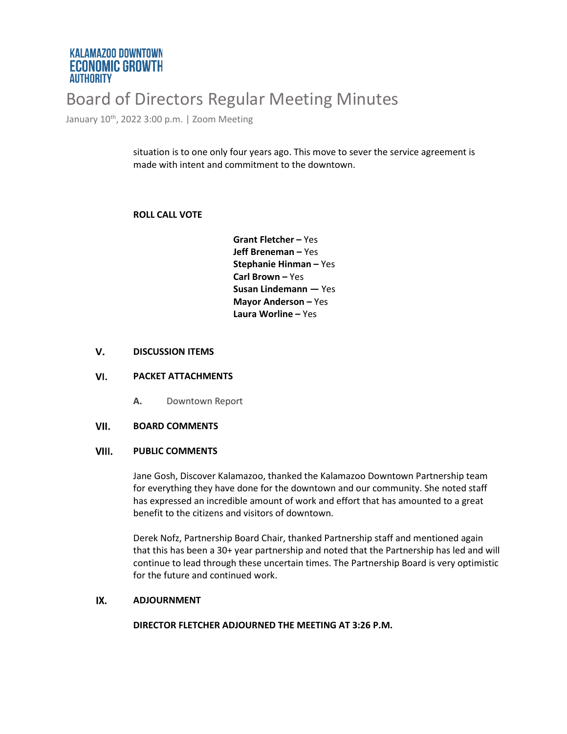situation is to one only four years ago. This move to sever the service agreement is made with intent and commitment to the downtown.

**ROLL CALL VOTE**

**Grant Fletcher –** Yes
**Jeff Breneman –** Yes
**Stephanie Hinman –** Yes
**Carl Brown –** Yes
**Susan Lindemann —** Yes
**Mayor Anderson –** Yes
**Laura Worline –** Yes

## V. DISCUSSION ITEMS

## VI. PACKET ATTACHMENTS

**A.** Downtown Report

## VII. BOARD COMMENTS

## VIII. PUBLIC COMMENTS

Jane Gosh, Discover Kalamazoo, thanked the Kalamazoo Downtown Partnership team for everything they have done for the downtown and our community. She noted staff has expressed an incredible amount of work and effort that has amounted to a great benefit to the citizens and visitors of downtown.

Derek Nofz, Partnership Board Chair, thanked Partnership staff and mentioned again that this has been a 30+ year partnership and noted that the Partnership has led and will continue to lead through these uncertain times. The Partnership Board is very optimistic for the future and continued work.

## IX. ADJOURNMENT

**DIRECTOR FLETCHER ADJOURNED THE MEETING AT 3:26 P.M.**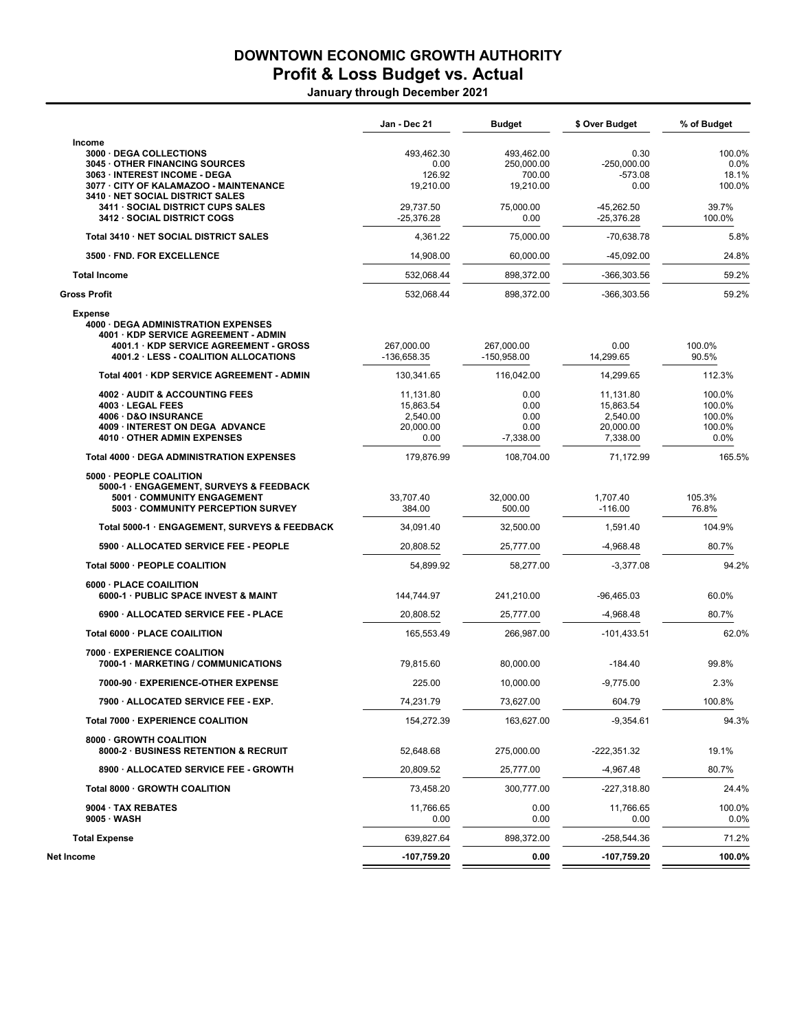# DOWNTOWN ECONOMIC GROWTH AUTHORITY
## Profit & Loss Budget vs. Actual
### January through December 2021

| | Jan - Dec 21 | Budget | $ Over Budget | % of Budget |
|---|---|---|---|---|
| **Income** | | | | |
| 3000 · DEGA COLLECTIONS | 493,462.30 | 493,462.00 | 0.30 | 100.0% |
| 3045 · OTHER FINANCING SOURCES | 0.00 | 250,000.00 | -250,000.00 | 0.0% |
| 3063 · INTEREST INCOME - DEGA | 126.92 | 700.00 | -573.08 | 18.1% |
| 3077 · CITY OF KALAMAZOO - MAINTENANCE | 19,210.00 | 19,210.00 | 0.00 | 100.0% |
| 3410 · NET SOCIAL DISTRICT SALES | | | | |
| 3411 · SOCIAL DISTRICT CUPS SALES | 29,737.50 | 75,000.00 | -45,262.50 | 39.7% |
| 3412 · SOCIAL DISTRICT COGS | -25,376.28 | 0.00 | -25,376.28 | 100.0% |
| Total 3410 · NET SOCIAL DISTRICT SALES | 4,361.22 | 75,000.00 | -70,638.78 | 5.8% |
| 3500 · FND. FOR EXCELLENCE | 14,908.00 | 60,000.00 | -45,092.00 | 24.8% |
| **Total Income** | 532,068.44 | 898,372.00 | -366,303.56 | 59.2% |
| **Gross Profit** | 532,068.44 | 898,372.00 | -366,303.56 | 59.2% |
| **Expense** | | | | |
| 4000 · DEGA ADMINISTRATION EXPENSES | | | | |
| 4001 · KDP SERVICE AGREEMENT - ADMIN | | | | |
| 4001.1 · KDP SERVICE AGREEMENT - GROSS | 267,000.00 | 267,000.00 | 0.00 | 100.0% |
| 4001.2 · LESS - COALITION ALLOCATIONS | -136,658.35 | -150,958.00 | 14,299.65 | 90.5% |
| Total 4001 · KDP SERVICE AGREEMENT - ADMIN | 130,341.65 | 116,042.00 | 14,299.65 | 112.3% |
| 4002 · AUDIT & ACCOUNTING FEES | 11,131.80 | 0.00 | 11,131.80 | 100.0% |
| 4003 · LEGAL FEES | 15,863.54 | 0.00 | 15,863.54 | 100.0% |
| 4006 · D&O INSURANCE | 2,540.00 | 0.00 | 2,540.00 | 100.0% |
| 4009 · INTEREST ON DEGA ADVANCE | 20,000.00 | 0.00 | 20,000.00 | 100.0% |
| 4010 · OTHER ADMIN EXPENSES | 0.00 | -7,338.00 | 7,338.00 | 0.0% |
| Total 4000 · DEGA ADMINISTRATION EXPENSES | 179,876.99 | 108,704.00 | 71,172.99 | 165.5% |
| 5000 · PEOPLE COALITION | | | | |
| 5000-1 · ENGAGEMENT, SURVEYS & FEEDBACK | | | | |
| 5001 · COMMUNITY ENGAGEMENT | 33,707.40 | 32,000.00 | 1,707.40 | 105.3% |
| 5003 · COMMUNITY PERCEPTION SURVEY | 384.00 | 500.00 | -116.00 | 76.8% |
| Total 5000-1 · ENGAGEMENT, SURVEYS & FEEDBACK | 34,091.40 | 32,500.00 | 1,591.40 | 104.9% |
| 5900 · ALLOCATED SERVICE FEE - PEOPLE | 20,808.52 | 25,777.00 | -4,968.48 | 80.7% |
| Total 5000 · PEOPLE COALITION | 54,899.92 | 58,277.00 | -3,377.08 | 94.2% |
| 6000 · PLACE COAILITION | | | | |
| 6000-1 · PUBLIC SPACE INVEST & MAINT | 144,744.97 | 241,210.00 | -96,465.03 | 60.0% |
| 6900 · ALLOCATED SERVICE FEE - PLACE | 20,808.52 | 25,777.00 | -4,968.48 | 80.7% |
| Total 6000 · PLACE COAILITION | 165,553.49 | 266,987.00 | -101,433.51 | 62.0% |
| 7000 · EXPERIENCE COALITION | | | | |
| 7000-1 · MARKETING / COMMUNICATIONS | 79,815.60 | 80,000.00 | -184.40 | 99.8% |
| 7000-90 · EXPERIENCE-OTHER EXPENSE | 225.00 | 10,000.00 | -9,775.00 | 2.3% |
| 7900 · ALLOCATED SERVICE FEE - EXP. | 74,231.79 | 73,627.00 | 604.79 | 100.8% |
| Total 7000 · EXPERIENCE COALITION | 154,272.39 | 163,627.00 | -9,354.61 | 94.3% |
| 8000 · GROWTH COALITION | | | | |
| 8000-2 · BUSINESS RETENTION & RECRUIT | 52,648.68 | 275,000.00 | -222,351.32 | 19.1% |
| 8900 · ALLOCATED SERVICE FEE - GROWTH | 20,809.52 | 25,777.00 | -4,967.48 | 80.7% |
| Total 8000 · GROWTH COALITION | 73,458.20 | 300,777.00 | -227,318.80 | 24.4% |
| 9004 · TAX REBATES | 11,766.65 | 0.00 | 11,766.65 | 100.0% |
| 9005 · WASH | 0.00 | 0.00 | 0.00 | 0.0% |
| **Total Expense** | 639,827.64 | 898,372.00 | -258,544.36 | 71.2% |
| **Net Income** | **-107,759.20** | **0.00** | **-107,759.20** | **100.0%** |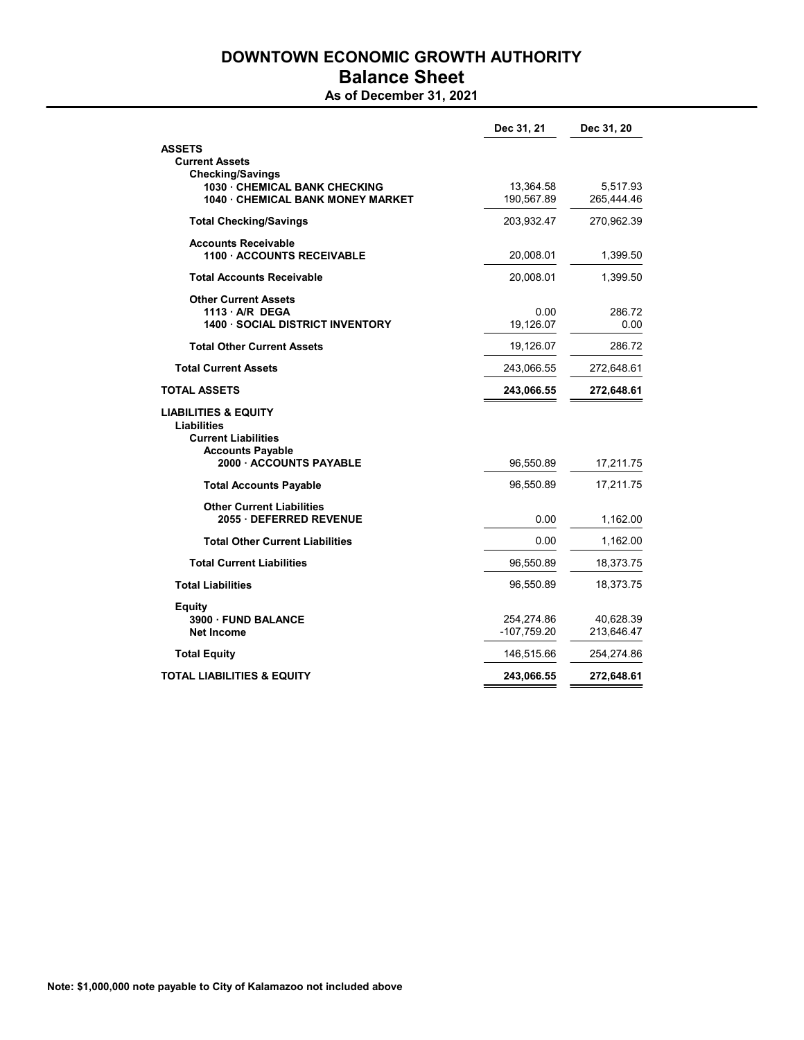# DOWNTOWN ECONOMIC GROWTH AUTHORITY

## Balance Sheet

### As of December 31, 2021

| | Dec 31, 21 | Dec 31, 20 |
|---|---|---|
| **ASSETS** | | |
| **Current Assets** | | |
| **Checking/Savings** | | |
| **1030 · CHEMICAL BANK CHECKING** | 13,364.58 | 5,517.93 |
| **1040 · CHEMICAL BANK MONEY MARKET** | 190,567.89 | 265,444.46 |
| **Total Checking/Savings** | 203,932.47 | 270,962.39 |
| **Accounts Receivable** | | |
| **1100 · ACCOUNTS RECEIVABLE** | 20,008.01 | 1,399.50 |
| **Total Accounts Receivable** | 20,008.01 | 1,399.50 |
| **Other Current Assets** | | |
| **1113 · A/R DEGA** | 0.00 | 286.72 |
| **1400 · SOCIAL DISTRICT INVENTORY** | 19,126.07 | 0.00 |
| **Total Other Current Assets** | 19,126.07 | 286.72 |
| **Total Current Assets** | 243,066.55 | 272,648.61 |
| **TOTAL ASSETS** | **243,066.55** | **272,648.61** |
| **LIABILITIES & EQUITY** | | |
| **Liabilities** | | |
| **Current Liabilities** | | |
| **Accounts Payable** | | |
| **2000 · ACCOUNTS PAYABLE** | 96,550.89 | 17,211.75 |
| **Total Accounts Payable** | 96,550.89 | 17,211.75 |
| **Other Current Liabilities** | | |
| **2055 · DEFERRED REVENUE** | 0.00 | 1,162.00 |
| **Total Other Current Liabilities** | 0.00 | 1,162.00 |
| **Total Current Liabilities** | 96,550.89 | 18,373.75 |
| **Total Liabilities** | 96,550.89 | 18,373.75 |
| **Equity** | | |
| **3900 · FUND BALANCE** | 254,274.86 | 40,628.39 |
| **Net Income** | -107,759.20 | 213,646.47 |
| **Total Equity** | 146,515.66 | 254,274.86 |
| **TOTAL LIABILITIES & EQUITY** | **243,066.55** | **272,648.61** |

**Note: $1,000,000 note payable to City of Kalamazoo not included above**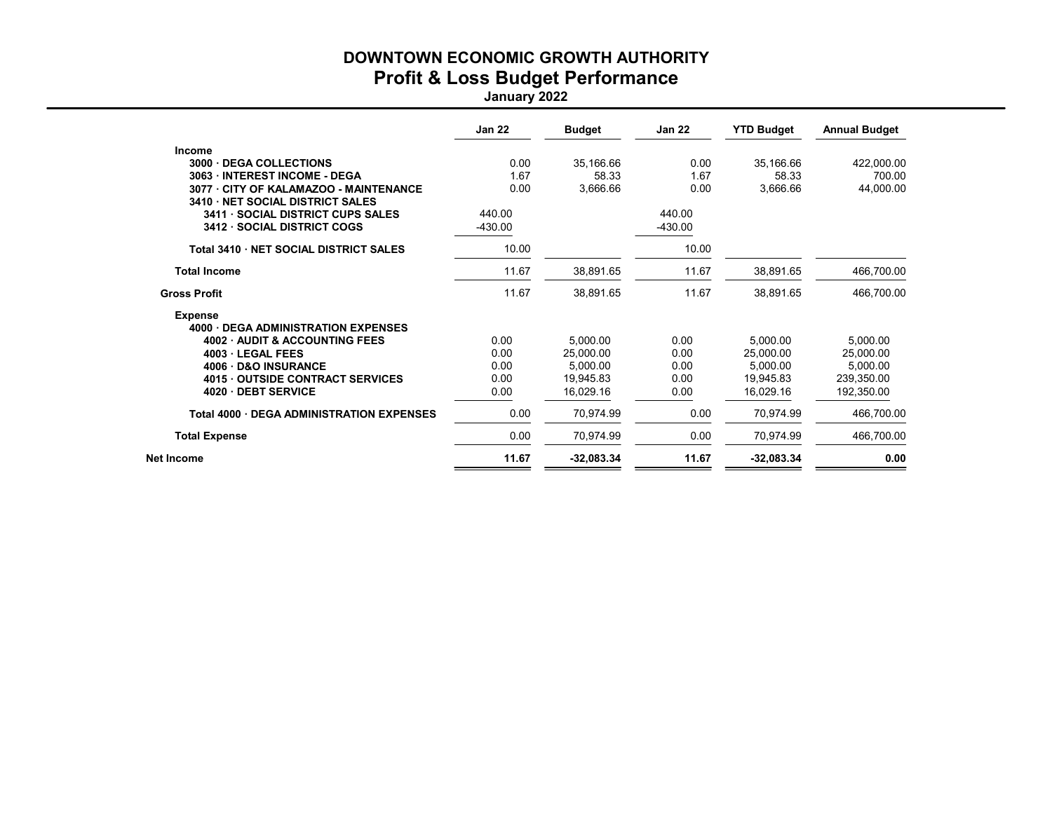# DOWNTOWN ECONOMIC GROWTH AUTHORITY
## Profit & Loss Budget Performance
### January 2022

| | Jan 22 | Budget | Jan 22 | YTD Budget | Annual Budget |
|---|---|---|---|---|---|
| **Income** | | | | | |
| **3000 · DEGA COLLECTIONS** | 0.00 | 35,166.66 | 0.00 | 35,166.66 | 422,000.00 |
| **3063 · INTEREST INCOME - DEGA** | 1.67 | 58.33 | 1.67 | 58.33 | 700.00 |
| **3077 · CITY OF KALAMAZOO - MAINTENANCE** | 0.00 | 3,666.66 | 0.00 | 3,666.66 | 44,000.00 |
| **3410 · NET SOCIAL DISTRICT SALES** | | | | | |
| **3411 · SOCIAL DISTRICT CUPS SALES** | 440.00 | | 440.00 | | |
| **3412 · SOCIAL DISTRICT COGS** | -430.00 | | -430.00 | | |
| **Total 3410 · NET SOCIAL DISTRICT SALES** | 10.00 | | 10.00 | | |
| **Total Income** | 11.67 | 38,891.65 | 11.67 | 38,891.65 | 466,700.00 |
| **Gross Profit** | 11.67 | 38,891.65 | 11.67 | 38,891.65 | 466,700.00 |
| **Expense** | | | | | |
| **4000 · DEGA ADMINISTRATION EXPENSES** | | | | | |
| **4002 · AUDIT & ACCOUNTING FEES** | 0.00 | 5,000.00 | 0.00 | 5,000.00 | 5,000.00 |
| **4003 · LEGAL FEES** | 0.00 | 25,000.00 | 0.00 | 25,000.00 | 25,000.00 |
| **4006 · D&O INSURANCE** | 0.00 | 5,000.00 | 0.00 | 5,000.00 | 5,000.00 |
| **4015 · OUTSIDE CONTRACT SERVICES** | 0.00 | 19,945.83 | 0.00 | 19,945.83 | 239,350.00 |
| **4020 · DEBT SERVICE** | 0.00 | 16,029.16 | 0.00 | 16,029.16 | 192,350.00 |
| **Total 4000 · DEGA ADMINISTRATION EXPENSES** | 0.00 | 70,974.99 | 0.00 | 70,974.99 | 466,700.00 |
| **Total Expense** | 0.00 | 70,974.99 | 0.00 | 70,974.99 | 466,700.00 |
| **Net Income** | **11.67** | **-32,083.34** | **11.67** | **-32,083.34** | **0.00** |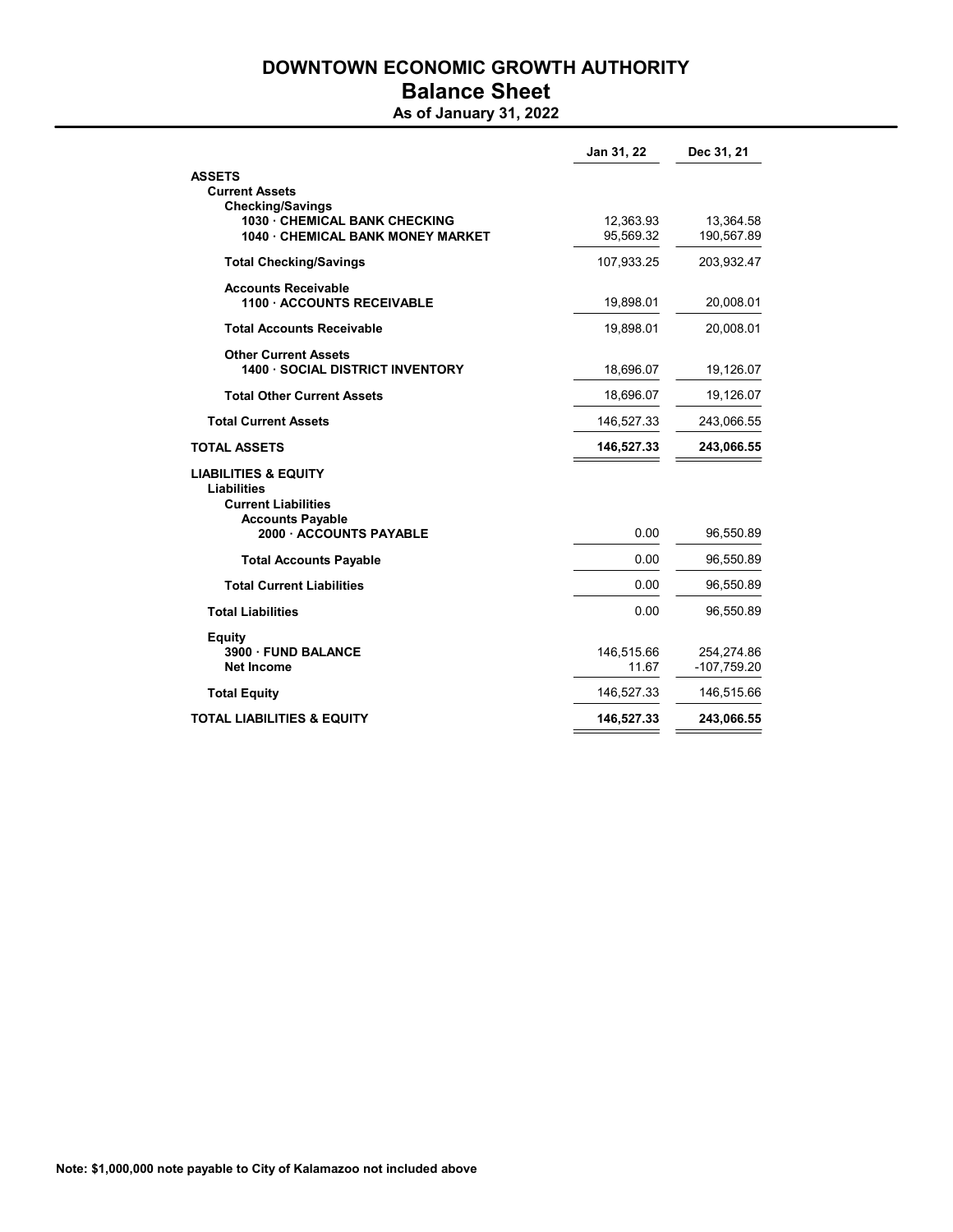# DOWNTOWN ECONOMIC GROWTH AUTHORITY

## Balance Sheet

### As of January 31, 2022

| | Jan 31, 22 | Dec 31, 21 |
|---|---|---|
| **ASSETS** | | |
| **Current Assets** | | |
| **Checking/Savings** | | |
| **1030 · CHEMICAL BANK CHECKING** | 12,363.93 | 13,364.58 |
| **1040 · CHEMICAL BANK MONEY MARKET** | 95,569.32 | 190,567.89 |
| **Total Checking/Savings** | 107,933.25 | 203,932.47 |
| **Accounts Receivable** | | |
| **1100 · ACCOUNTS RECEIVABLE** | 19,898.01 | 20,008.01 |
| **Total Accounts Receivable** | 19,898.01 | 20,008.01 |
| **Other Current Assets** | | |
| **1400 · SOCIAL DISTRICT INVENTORY** | 18,696.07 | 19,126.07 |
| **Total Other Current Assets** | 18,696.07 | 19,126.07 |
| **Total Current Assets** | 146,527.33 | 243,066.55 |
| **TOTAL ASSETS** | **146,527.33** | **243,066.55** |
| **LIABILITIES & EQUITY** | | |
| **Liabilities** | | |
| **Current Liabilities** | | |
| **Accounts Payable** | | |
| **2000 · ACCOUNTS PAYABLE** | 0.00 | 96,550.89 |
| **Total Accounts Payable** | 0.00 | 96,550.89 |
| **Total Current Liabilities** | 0.00 | 96,550.89 |
| **Total Liabilities** | 0.00 | 96,550.89 |
| **Equity** | | |
| **3900 · FUND BALANCE** | 146,515.66 | 254,274.86 |
| **Net Income** | 11.67 | -107,759.20 |
| **Total Equity** | 146,527.33 | 146,515.66 |
| **TOTAL LIABILITIES & EQUITY** | **146,527.33** | **243,066.55** |

**Note: $1,000,000 note payable to City of Kalamazoo not included above**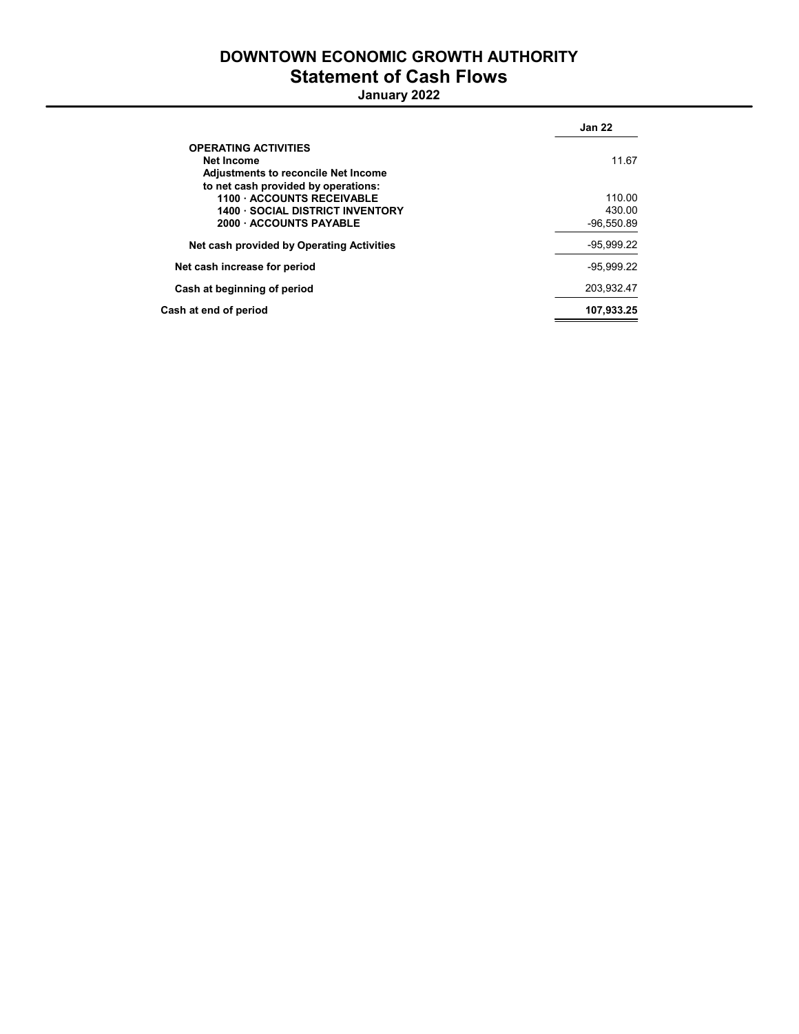# DOWNTOWN ECONOMIC GROWTH AUTHORITY
## Statement of Cash Flows
**January 2022**

| | Jan 22 |
|---|---|
| **OPERATING ACTIVITIES** | |
| **Net Income** | 11.67 |
| **Adjustments to reconcile Net Income to net cash provided by operations:** | |
| **1100 · ACCOUNTS RECEIVABLE** | 110.00 |
| **1400 · SOCIAL DISTRICT INVENTORY** | 430.00 |
| **2000 · ACCOUNTS PAYABLE** | -96,550.89 |
| **Net cash provided by Operating Activities** | -95,999.22 |
| **Net cash increase for period** | -95,999.22 |
| **Cash at beginning of period** | 203,932.47 |
| **Cash at end of period** | **107,933.25** |